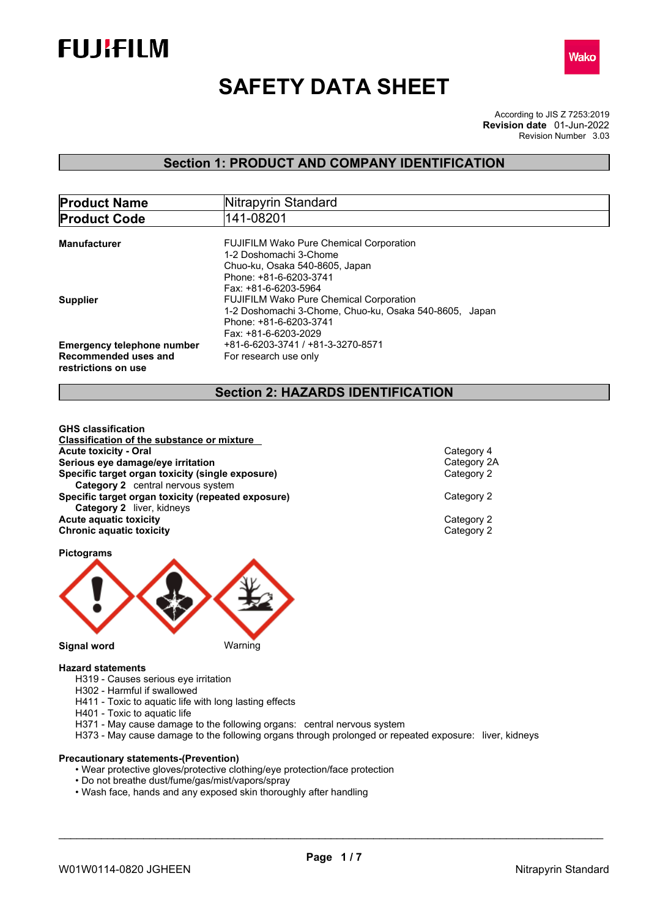# SAFETY DATA SHEET

According to JIS Z 7253:2019
**Revision date** 01-Jun-2022
Revision Number 3.03

## Section 1: PRODUCT AND COMPANY IDENTIFICATION

| | |
|---|---|
| **Product Name** | Nitrapyrin Standard |
| **Product Code** | 141-08201 |

**Manufacturer**
FUJIFILM Wako Pure Chemical Corporation
1-2 Doshomachi 3-Chome
Chuo-ku, Osaka 540-8605, Japan
Phone: +81-6-6203-3741
Fax: +81-6-6203-5964

**Supplier**
FUJIFILM Wako Pure Chemical Corporation
1-2 Doshomachi 3-Chome, Chuo-ku, Osaka 540-8605, Japan
Phone: +81-6-6203-3741
Fax: +81-6-6203-2029

**Emergency telephone number** +81-6-6203-3741 / +81-3-3270-8571

**Recommended uses and restrictions on use** For research use only

## Section 2: HAZARDS IDENTIFICATION

**GHS classification**

**Classification of the substance or mixture**

| | |
|---|---|
| **Acute toxicity - Oral** | Category 4 |
| **Serious eye damage/eye irritation** | Category 2A |
| **Specific target organ toxicity (single exposure)** | Category 2 |
| **Category 2** central nervous system | |
| **Specific target organ toxicity (repeated exposure)** | Category 2 |
| **Category 2** liver, kidneys | |
| **Acute aquatic toxicity** | Category 2 |
| **Chronic aquatic toxicity** | Category 2 |

**Pictograms**

**Signal word** Warning

**Hazard statements**

H319 - Causes serious eye irritation
H302 - Harmful if swallowed
H411 - Toxic to aquatic life with long lasting effects
H401 - Toxic to aquatic life
H371 - May cause damage to the following organs: central nervous system
H373 - May cause damage to the following organs through prolonged or repeated exposure: liver, kidneys

**Precautionary statements-(Prevention)**

- Wear protective gloves/protective clothing/eye protection/face protection
- Do not breathe dust/fume/gas/mist/vapors/spray
- Wash face, hands and any exposed skin thoroughly after handling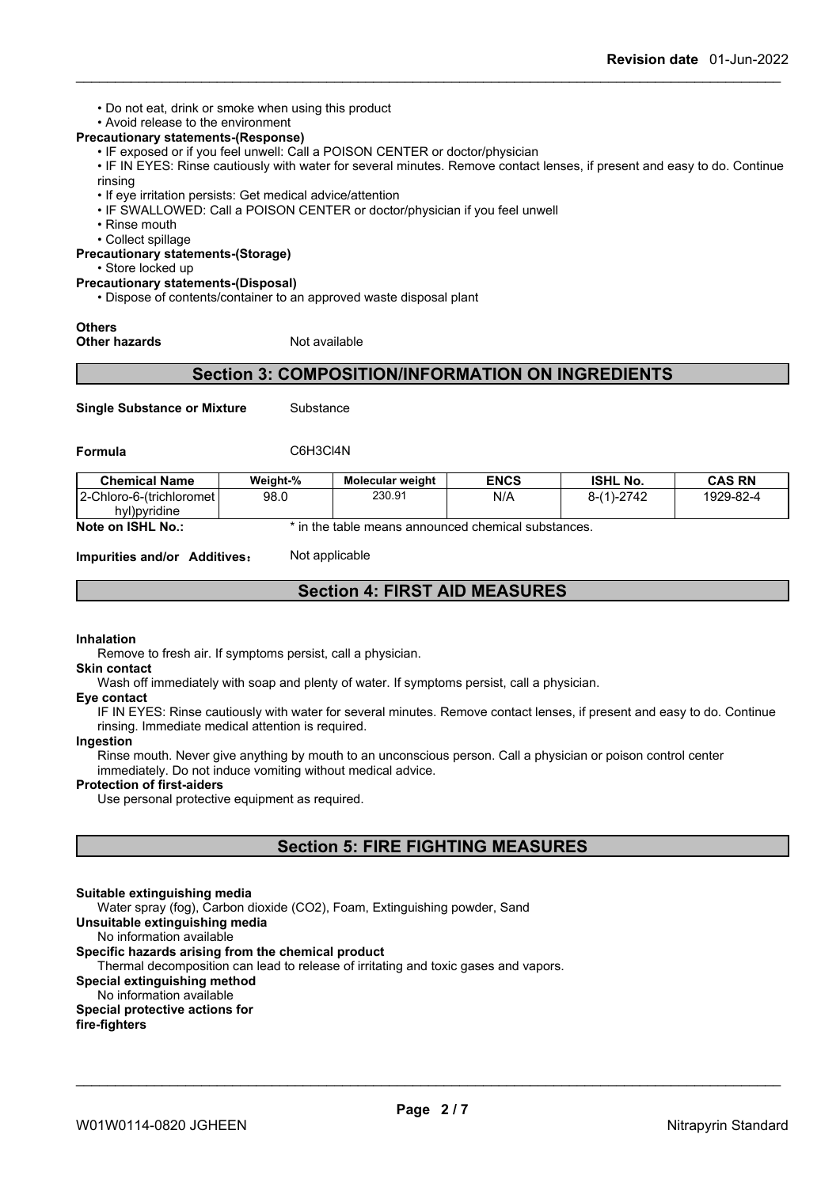- Do not eat, drink or smoke when using this product
- Avoid release to the environment

**Precautionary statements-(Response)**

- IF exposed or if you feel unwell: Call a POISON CENTER or doctor/physician
- IF IN EYES: Rinse cautiously with water for several minutes. Remove contact lenses, if present and easy to do. Continue rinsing
- If eye irritation persists: Get medical advice/attention
- IF SWALLOWED: Call a POISON CENTER or doctor/physician if you feel unwell
- Rinse mouth
- Collect spillage

**Precautionary statements-(Storage)**

- Store locked up

**Precautionary statements-(Disposal)**

- Dispose of contents/container to an approved waste disposal plant

**Others**

**Other hazards** Not available

## Section 3: COMPOSITION/INFORMATION ON INGREDIENTS

**Single Substance or Mixture** Substance

**Formula** C6H3Cl4N

| Chemical Name | Weight-% | Molecular weight | ENCS | ISHL No. | CAS RN |
|---|---|---|---|---|---|
| 2-Chloro-6-(trichloromethyl)pyridine | 98.0 | 230.91 | N/A | 8-(1)-2742 | 1929-82-4 |

**Note on ISHL No.:** * in the table means announced chemical substances.

**Impurities and/or Additives:** Not applicable

## Section 4: FIRST AID MEASURES

**Inhalation**

Remove to fresh air. If symptoms persist, call a physician.

**Skin contact**

Wash off immediately with soap and plenty of water. If symptoms persist, call a physician.

**Eye contact**

IF IN EYES: Rinse cautiously with water for several minutes. Remove contact lenses, if present and easy to do. Continue rinsing. Immediate medical attention is required.

**Ingestion**

Rinse mouth. Never give anything by mouth to an unconscious person. Call a physician or poison control center immediately. Do not induce vomiting without medical advice.

**Protection of first-aiders**

Use personal protective equipment as required.

## Section 5: FIRE FIGHTING MEASURES

**Suitable extinguishing media**

Water spray (fog), Carbon dioxide (CO2), Foam, Extinguishing powder, Sand

**Unsuitable extinguishing media**

No information available

**Specific hazards arising from the chemical product**

Thermal decomposition can lead to release of irritating and toxic gases and vapors.

**Special extinguishing method**

No information available

**Special protective actions for fire-fighters**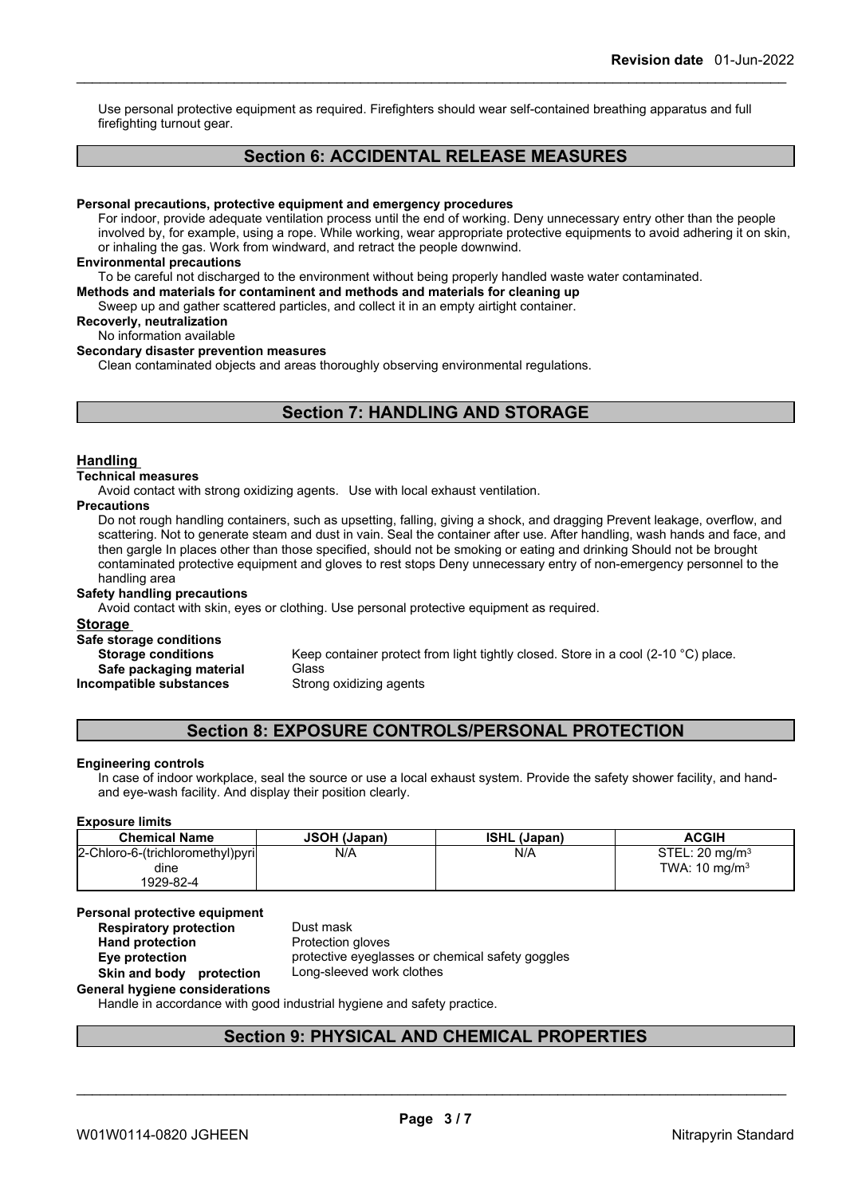Use personal protective equipment as required. Firefighters should wear self-contained breathing apparatus and full firefighting turnout gear.

## Section 6: ACCIDENTAL RELEASE MEASURES

**Personal precautions, protective equipment and emergency procedures**

For indoor, provide adequate ventilation process until the end of working. Deny unnecessary entry other than the people involved by, for example, using a rope. While working, wear appropriate protective equipments to avoid adhering it on skin, or inhaling the gas. Work from windward, and retract the people downwind.

**Environmental precautions**

To be careful not discharged to the environment without being properly handled waste water contaminated.

**Methods and materials for contaminent and methods and materials for cleaning up**

Sweep up and gather scattered particles, and collect it in an empty airtight container.

**Recoverly, neutralization**

No information available

**Secondary disaster prevention measures**

Clean contaminated objects and areas thoroughly observing environmental regulations.

## Section 7: HANDLING AND STORAGE

### Handling

**Technical measures**

Avoid contact with strong oxidizing agents. Use with local exhaust ventilation.

**Precautions**

Do not rough handling containers, such as upsetting, falling, giving a shock, and dragging Prevent leakage, overflow, and scattering. Not to generate steam and dust in vain. Seal the container after use. After handling, wash hands and face, and then gargle In places other than those specified, should not be smoking or eating and drinking Should not be brought contaminated protective equipment and gloves to rest stops Deny unnecessary entry of non-emergency personnel to the handling area

**Safety handling precautions**

Avoid contact with skin, eyes or clothing. Use personal protective equipment as required.

### Storage

**Safe storage conditions**

**Storage conditions** Keep container protect from light tightly closed. Store in a cool (2-10 °C) place.

**Safe packaging material** Glass

**Incompatible substances** Strong oxidizing agents

## Section 8: EXPOSURE CONTROLS/PERSONAL PROTECTION

**Engineering controls**

In case of indoor workplace, seal the source or use a local exhaust system. Provide the safety shower facility, and hand- and eye-wash facility. And display their position clearly.

**Exposure limits**

| Chemical Name | JSOH (Japan) | ISHL (Japan) | ACGIH |
|---|---|---|---|
| 2-Chloro-6-(trichloromethyl)pyridine 1929-82-4 | N/A | N/A | STEL: 20 mg/m$^3$ TWA: 10 mg/m$^3$ |

**Personal protective equipment**

**Respiratory protection** Dust mask

**Hand protection** Protection gloves

**Eye protection** protective eyeglasses or chemical safety goggles

**Skin and body protection** Long-sleeved work clothes

**General hygiene considerations**

Handle in accordance with good industrial hygiene and safety practice.

## Section 9: PHYSICAL AND CHEMICAL PROPERTIES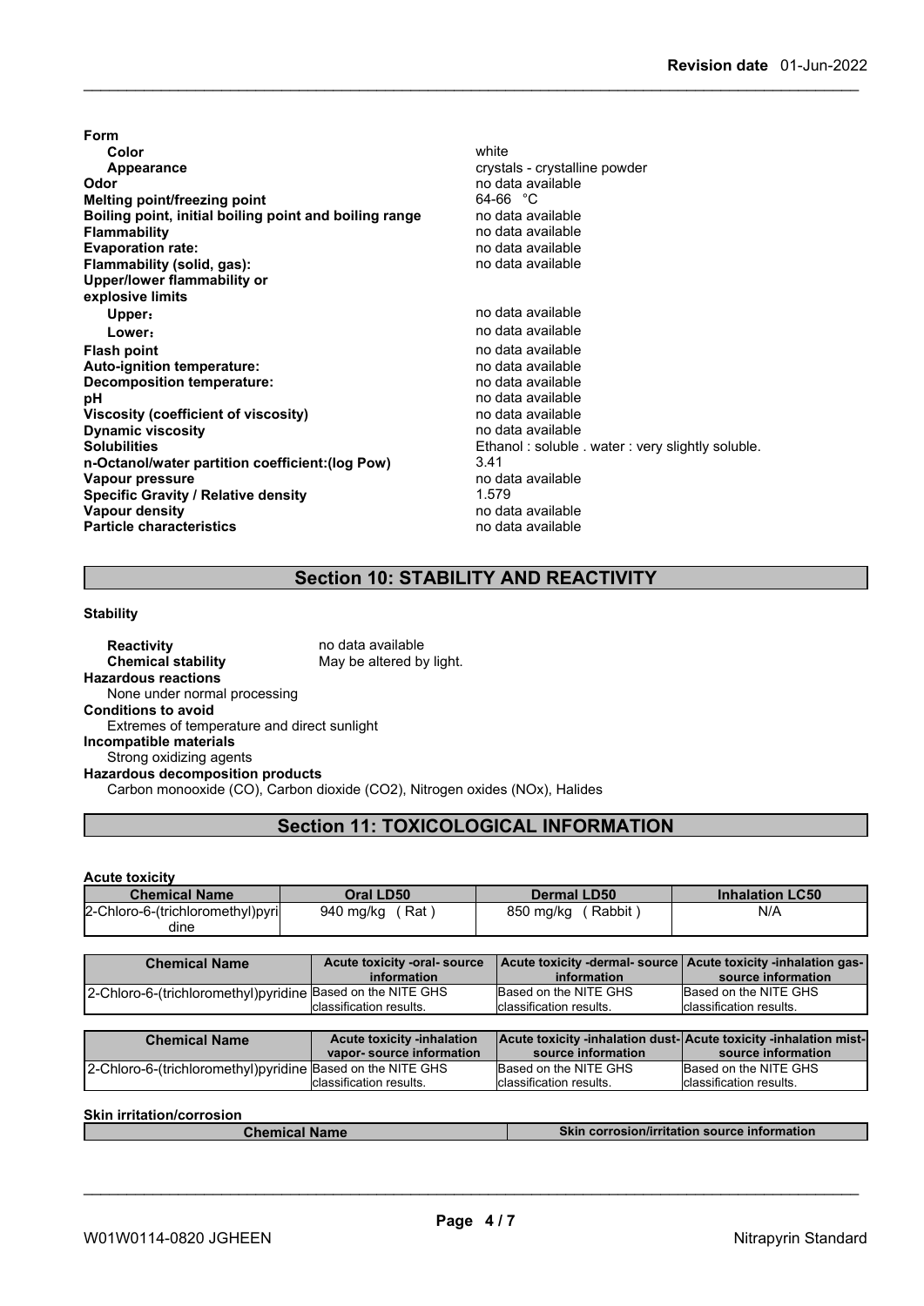**Form**

| | |
|---|---|
| **Color** | white |
| **Appearance** | crystals - crystalline powder |
| **Odor** | no data available |
| **Melting point/freezing point** | 64-66 °C |
| **Boiling point, initial boiling point and boiling range** | no data available |
| **Flammability** | no data available |
| **Evaporation rate:** | no data available |
| **Flammability (solid, gas):** | no data available |
| **Upper/lower flammability or explosive limits** | |
| **Upper:** | no data available |
| **Lower:** | no data available |
| **Flash point** | no data available |
| **Auto-ignition temperature:** | no data available |
| **Decomposition temperature:** | no data available |
| **pH** | no data available |
| **Viscosity (coefficient of viscosity)** | no data available |
| **Dynamic viscosity** | no data available |
| **Solubilities** | Ethanol : soluble . water : very slightly soluble. |
| **n-Octanol/water partition coefficient:(log Pow)** | 3.41 |
| **Vapour pressure** | no data available |
| **Specific Gravity / Relative density** | 1.579 |
| **Vapour density** | no data available |
| **Particle characteristics** | no data available |

## Section 10: STABILITY AND REACTIVITY

**Stability**

**Reactivity** no data available
**Chemical stability** May be altered by light.

**Hazardous reactions**
None under normal processing

**Conditions to avoid**
Extremes of temperature and direct sunlight

**Incompatible materials**
Strong oxidizing agents

**Hazardous decomposition products**
Carbon monooxide (CO), Carbon dioxide (CO2), Nitrogen oxides (NOx), Halides

## Section 11: TOXICOLOGICAL INFORMATION

**Acute toxicity**

| Chemical Name | Oral LD50 | Dermal LD50 | Inhalation LC50 |
|---|---|---|---|
| 2-Chloro-6-(trichloromethyl)pyridine | 940 mg/kg ( Rat ) | 850 mg/kg ( Rabbit ) | N/A |

| Chemical Name | Acute toxicity -oral- source information | Acute toxicity -dermal- source information | Acute toxicity -inhalation gas- source information |
|---|---|---|---|
| 2-Chloro-6-(trichloromethyl)pyridine | Based on the NITE GHS classification results. | Based on the NITE GHS classification results. | Based on the NITE GHS classification results. |

| Chemical Name | Acute toxicity -inhalation vapor- source information | Acute toxicity -inhalation dust- source information | Acute toxicity -inhalation mist- source information |
|---|---|---|---|
| 2-Chloro-6-(trichloromethyl)pyridine | Based on the NITE GHS classification results. | Based on the NITE GHS classification results. | Based on the NITE GHS classification results. |

**Skin irritation/corrosion**

| Chemical Name | Skin corrosion/irritation source information |
|---|---|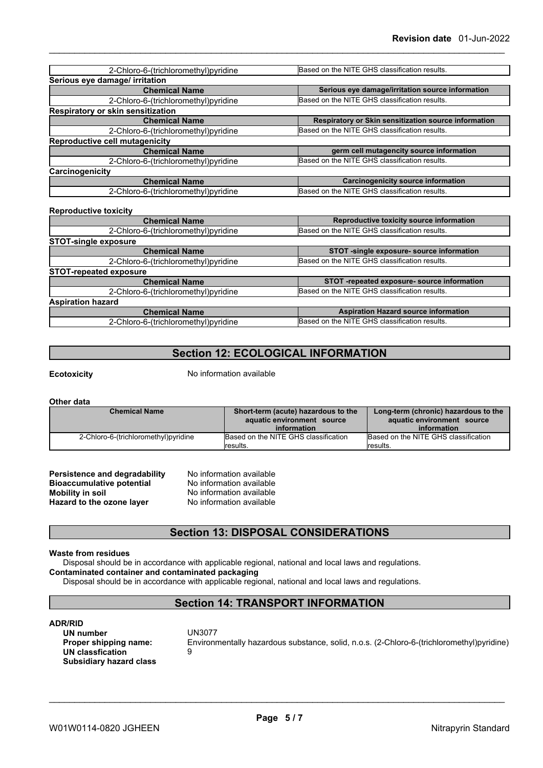| 2-Chloro-6-(trichloromethyl)pyridine | Based on the NITE GHS classification results. |
|---|---|

**Serious eye damage/ irritation**

| Chemical Name | Serious eye damage/irritation source information |
|---|---|
| 2-Chloro-6-(trichloromethyl)pyridine | Based on the NITE GHS classification results. |

**Respiratory or skin sensitization**

| Chemical Name | Respiratory or Skin sensitization source information |
|---|---|
| 2-Chloro-6-(trichloromethyl)pyridine | Based on the NITE GHS classification results. |

**Reproductive cell mutagenicity**

| Chemical Name | germ cell mutagencity source information |
|---|---|
| 2-Chloro-6-(trichloromethyl)pyridine | Based on the NITE GHS classification results. |

**Carcinogenicity**

| Chemical Name | Carcinogenicity source information |
|---|---|
| 2-Chloro-6-(trichloromethyl)pyridine | Based on the NITE GHS classification results. |

**Reproductive toxicity**

| Chemical Name | Reproductive toxicity source information |
|---|---|
| 2-Chloro-6-(trichloromethyl)pyridine | Based on the NITE GHS classification results. |

**STOT-single exposure**

| Chemical Name | STOT -single exposure- source information |
|---|---|
| 2-Chloro-6-(trichloromethyl)pyridine | Based on the NITE GHS classification results. |

**STOT-repeated exposure**

| Chemical Name | STOT -repeated exposure- source information |
|---|---|
| 2-Chloro-6-(trichloromethyl)pyridine | Based on the NITE GHS classification results. |

**Aspiration hazard**

| Chemical Name | Aspiration Hazard source information |
|---|---|
| 2-Chloro-6-(trichloromethyl)pyridine | Based on the NITE GHS classification results. |

## Section 12: ECOLOGICAL INFORMATION

**Ecotoxicity** No information available

**Other data**

| Chemical Name | Short-term (acute) hazardous to the aquatic environment source information | Long-term (chronic) hazardous to the aquatic environment source information |
|---|---|---|
| 2-Chloro-6-(trichloromethyl)pyridine | Based on the NITE GHS classification results. | Based on the NITE GHS classification results. |

**Persistence and degradability** No information available
**Bioaccumulative potential** No information available
**Mobility in soil** No information available
**Hazard to the ozone layer** No information available

## Section 13: DISPOSAL CONSIDERATIONS

**Waste from residues**
Disposal should be in accordance with applicable regional, national and local laws and regulations.
**Contaminated container and contaminated packaging**
Disposal should be in accordance with applicable regional, national and local laws and regulations.

## Section 14: TRANSPORT INFORMATION

**ADR/RID**
**UN number** UN3077
**Proper shipping name:** Environmentally hazardous substance, solid, n.o.s. (2-Chloro-6-(trichloromethyl)pyridine)
**UN classfication** 9
**Subsidiary hazard class**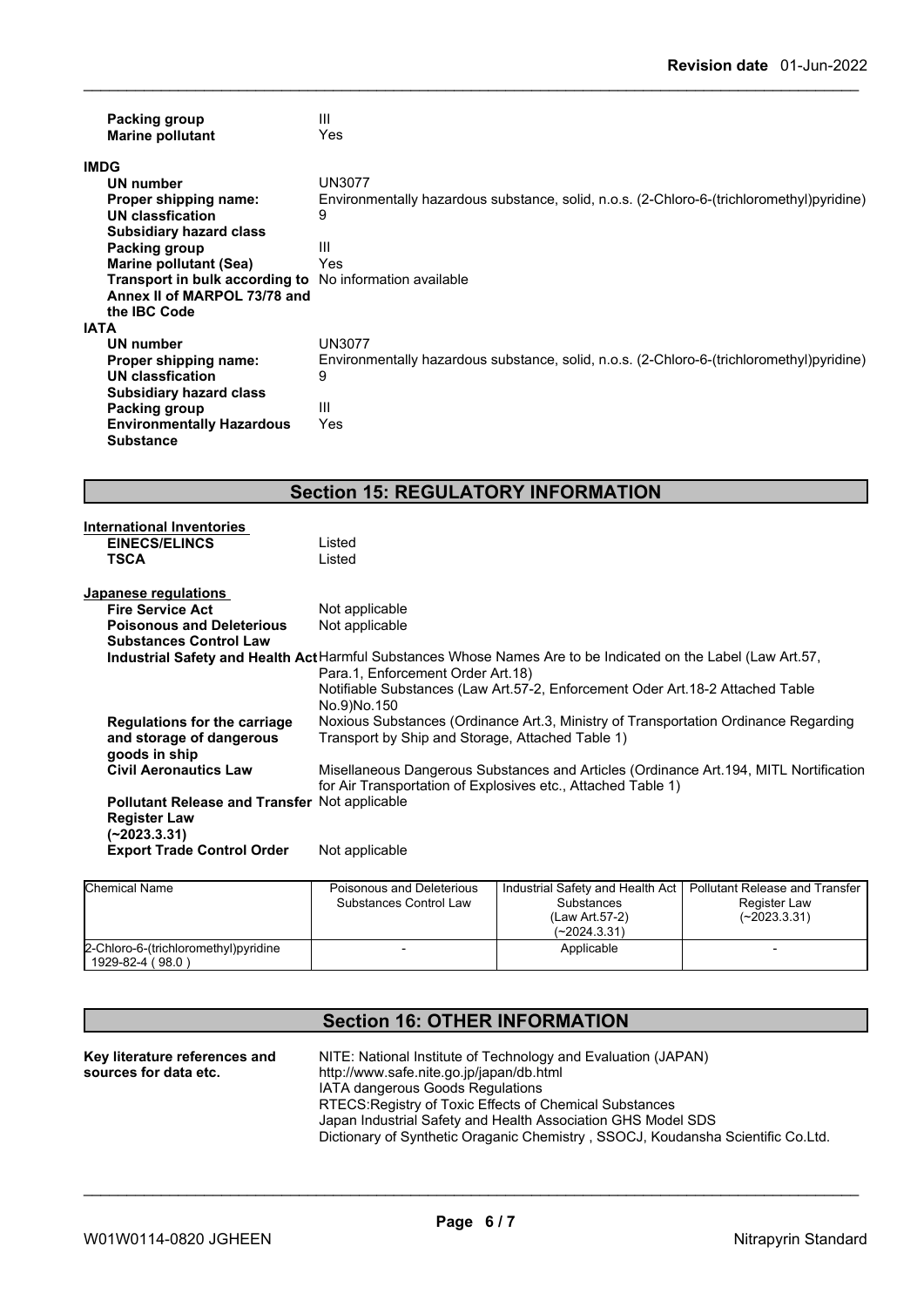| | |
|---|---|
| **Packing group** | III |
| **Marine pollutant** | Yes |

**IMDG**

| | |
|---|---|
| **UN number** | UN3077 |
| **Proper shipping name:** | Environmentally hazardous substance, solid, n.o.s. (2-Chloro-6-(trichloromethyl)pyridine) |
| **UN classfication** | 9 |
| **Subsidiary hazard class** | |
| **Packing group** | III |
| **Marine pollutant (Sea)** | Yes |
| **Transport in bulk according to Annex II of MARPOL 73/78 and the IBC Code** | No information available |

**IATA**

| | |
|---|---|
| **UN number** | UN3077 |
| **Proper shipping name:** | Environmentally hazardous substance, solid, n.o.s. (2-Chloro-6-(trichloromethyl)pyridine) |
| **UN classfication** | 9 |
| **Subsidiary hazard class** | |
| **Packing group** | III |
| **Environmentally Hazardous Substance** | Yes |

## Section 15: REGULATORY INFORMATION

**International Inventories**

| | |
|---|---|
| **EINECS/ELINCS** | Listed |
| **TSCA** | Listed |

**Japanese regulations**

| | |
|---|---|
| **Fire Service Act** | Not applicable |
| **Poisonous and Deleterious Substances Control Law** | Not applicable |
| **Industrial Safety and Health Act** | Harmful Substances Whose Names Are to be Indicated on the Label (Law Art.57, Para.1, Enforcement Order Art.18)<br>Notifiable Substances (Law Art.57-2, Enforcement Oder Art.18-2 Attached Table No.9)No.150 |
| **Regulations for the carriage and storage of dangerous goods in ship** | Noxious Substances (Ordinance Art.3, Ministry of Transportation Ordinance Regarding Transport by Ship and Storage, Attached Table 1) |
| **Civil Aeronautics Law** | Misellaneous Dangerous Substances and Articles (Ordinance Art.194, MITL Nortification for Air Transportation of Explosives etc., Attached Table 1) |
| **Pollutant Release and Transfer Register Law (~2023.3.31)** | Not applicable |
| **Export Trade Control Order** | Not applicable |

| Chemical Name | Poisonous and Deleterious Substances Control Law | Industrial Safety and Health Act Substances (Law Art.57-2) (~2024.3.31) | Pollutant Release and Transfer Register Law (~2023.3.31) |
|---|---|---|---|
| 2-Chloro-6-(trichloromethyl)pyridine 1929-82-4 ( 98.0 ) | - | Applicable | - |

## Section 16: OTHER INFORMATION

**Key literature references and sources for data etc.**

NITE: National Institute of Technology and Evaluation (JAPAN)
http://www.safe.nite.go.jp/japan/db.html
IATA dangerous Goods Regulations
RTECS:Registry of Toxic Effects of Chemical Substances
Japan Industrial Safety and Health Association GHS Model SDS
Dictionary of Synthetic Oraganic Chemistry , SSOCJ, Koudansha Scientific Co.Ltd.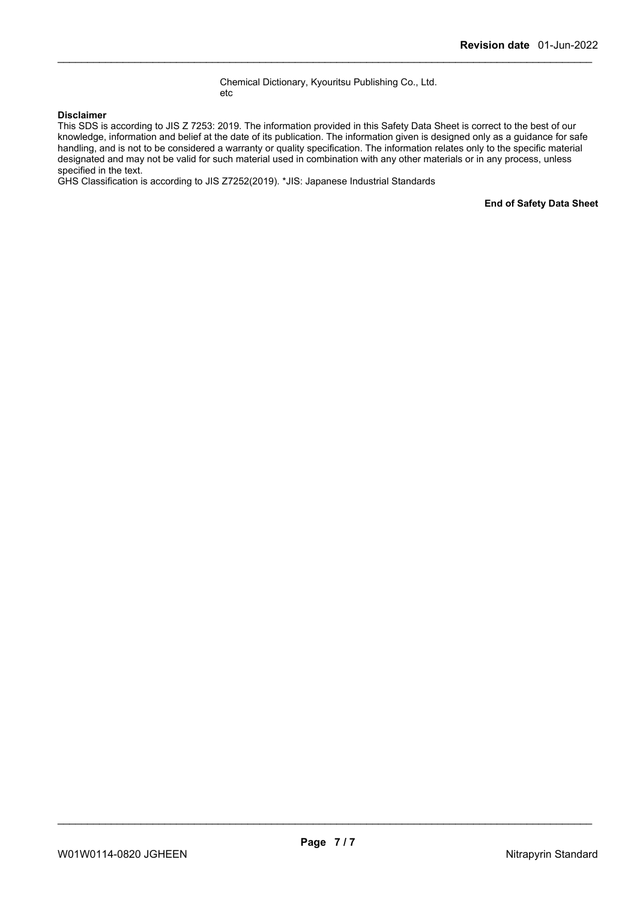Chemical Dictionary, Kyouritsu Publishing Co., Ltd.
etc

**Disclaimer**

This SDS is according to JIS Z 7253: 2019. The information provided in this Safety Data Sheet is correct to the best of our knowledge, information and belief at the date of its publication. The information given is designed only as a guidance for safe handling, and is not to be considered a warranty or quality specification. The information relates only to the specific material designated and may not be valid for such material used in combination with any other materials or in any process, unless specified in the text.

GHS Classification is according to JIS Z7252(2019). *JIS: Japanese Industrial Standards

**End of Safety Data Sheet**